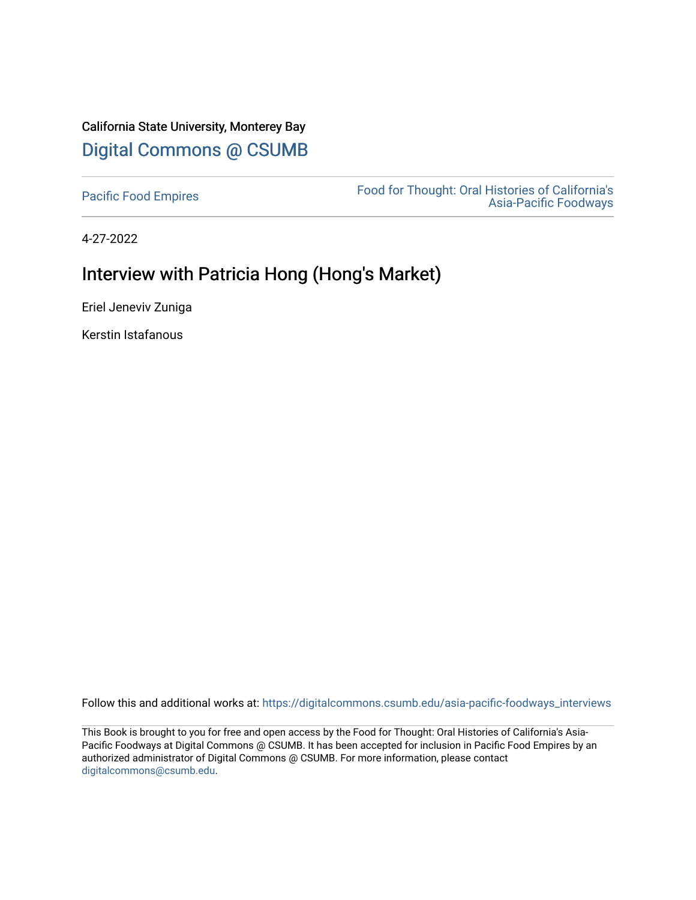California State University, Monterey Bay

Digital Commons @ CSUMB

Pacific Food Empires

Food for Thought: Oral Histories of California's Asia-Pacific Foodways

4-27-2022

# Interview with Patricia Hong (Hong's Market)

Eriel Jeneviv Zuniga

Kerstin Istafanous

Follow this and additional works at: https://digitalcommons.csumb.edu/asia-pacific-foodways_interviews

This Book is brought to you for free and open access by the Food for Thought: Oral Histories of California's Asia-Pacific Foodways at Digital Commons @ CSUMB. It has been accepted for inclusion in Pacific Food Empires by an authorized administrator of Digital Commons @ CSUMB. For more information, please contact digitalcommons@csumb.edu.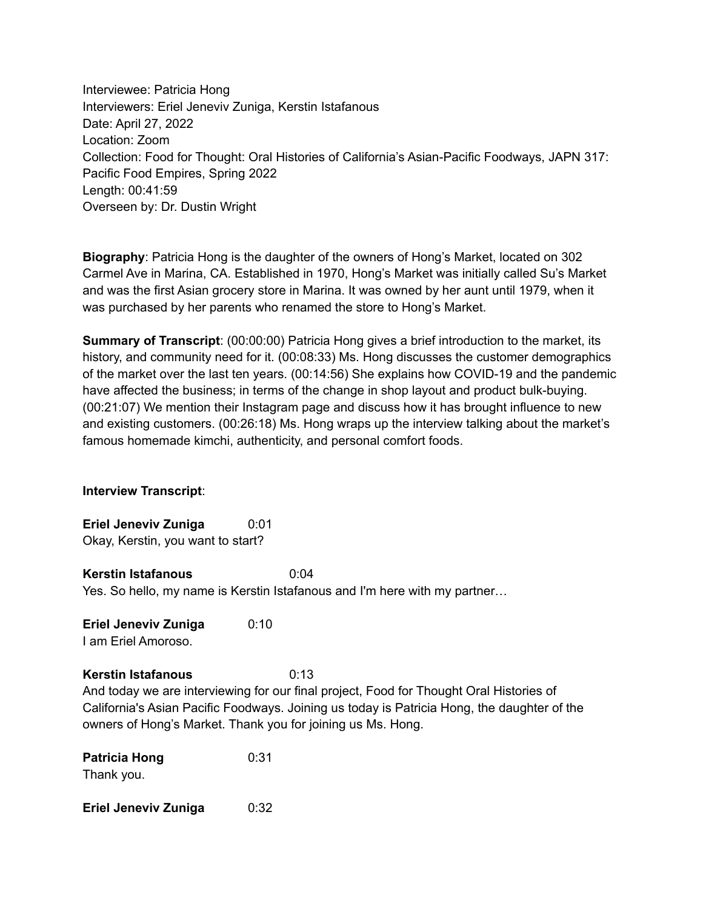Interviewee: Patricia Hong
Interviewers: Eriel Jeneviv Zuniga, Kerstin Istafanous
Date: April 27, 2022
Location: Zoom
Collection: Food for Thought: Oral Histories of California's Asian-Pacific Foodways, JAPN 317: Pacific Food Empires, Spring 2022
Length: 00:41:59
Overseen by: Dr. Dustin Wright

**Biography**: Patricia Hong is the daughter of the owners of Hong's Market, located on 302 Carmel Ave in Marina, CA. Established in 1970, Hong's Market was initially called Su's Market and was the first Asian grocery store in Marina. It was owned by her aunt until 1979, when it was purchased by her parents who renamed the store to Hong's Market.

**Summary of Transcript**: (00:00:00) Patricia Hong gives a brief introduction to the market, its history, and community need for it. (00:08:33) Ms. Hong discusses the customer demographics of the market over the last ten years. (00:14:56) She explains how COVID-19 and the pandemic have affected the business; in terms of the change in shop layout and product bulk-buying. (00:21:07) We mention their Instagram page and discuss how it has brought influence to new and existing customers. (00:26:18) Ms. Hong wraps up the interview talking about the market's famous homemade kimchi, authenticity, and personal comfort foods.

**Interview Transcript**:

**Eriel Jeneviv Zuniga** 0:01
Okay, Kerstin, you want to start?

**Kerstin Istafanous** 0:04
Yes. So hello, my name is Kerstin Istafanous and I'm here with my partner…

**Eriel Jeneviv Zuniga** 0:10
I am Eriel Amoroso.

**Kerstin Istafanous** 0:13
And today we are interviewing for our final project, Food for Thought Oral Histories of California's Asian Pacific Foodways. Joining us today is Patricia Hong, the daughter of the owners of Hong's Market. Thank you for joining us Ms. Hong.

**Patricia Hong** 0:31
Thank you.

**Eriel Jeneviv Zuniga** 0:32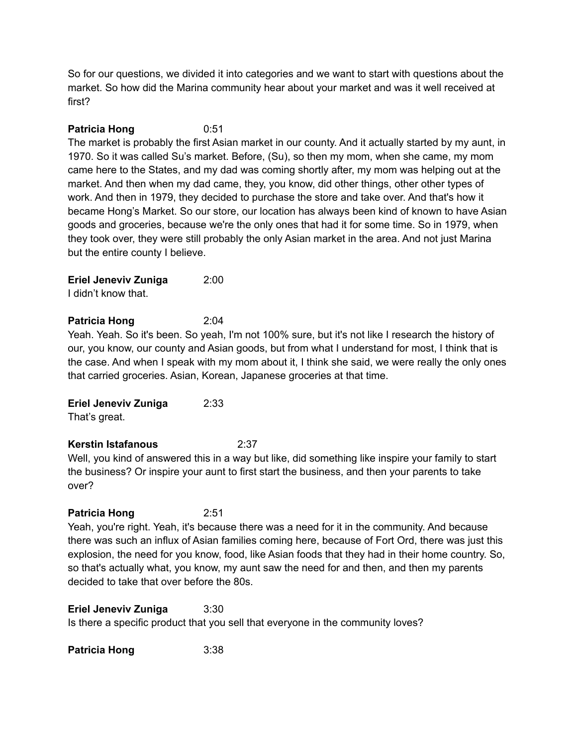So for our questions, we divided it into categories and we want to start with questions about the market. So how did the Marina community hear about your market and was it well received at first?

**Patricia Hong** 0:51

The market is probably the first Asian market in our county. And it actually started by my aunt, in 1970. So it was called Su's market. Before, (Su), so then my mom, when she came, my mom came here to the States, and my dad was coming shortly after, my mom was helping out at the market. And then when my dad came, they, you know, did other things, other other types of work. And then in 1979, they decided to purchase the store and take over. And that's how it became Hong's Market. So our store, our location has always been kind of known to have Asian goods and groceries, because we're the only ones that had it for some time. So in 1979, when they took over, they were still probably the only Asian market in the area. And not just Marina but the entire county I believe.

**Eriel Jeneviv Zuniga** 2:00

I didn't know that.

**Patricia Hong** 2:04

Yeah. Yeah. So it's been. So yeah, I'm not 100% sure, but it's not like I research the history of our, you know, our county and Asian goods, but from what I understand for most, I think that is the case. And when I speak with my mom about it, I think she said, we were really the only ones that carried groceries. Asian, Korean, Japanese groceries at that time.

**Eriel Jeneviv Zuniga** 2:33

That's great.

**Kerstin Istafanous** 2:37

Well, you kind of answered this in a way but like, did something like inspire your family to start the business? Or inspire your aunt to first start the business, and then your parents to take over?

**Patricia Hong** 2:51

Yeah, you're right. Yeah, it's because there was a need for it in the community. And because there was such an influx of Asian families coming here, because of Fort Ord, there was just this explosion, the need for you know, food, like Asian foods that they had in their home country. So, so that's actually what, you know, my aunt saw the need for and then, and then my parents decided to take that over before the 80s.

**Eriel Jeneviv Zuniga** 3:30

Is there a specific product that you sell that everyone in the community loves?

**Patricia Hong** 3:38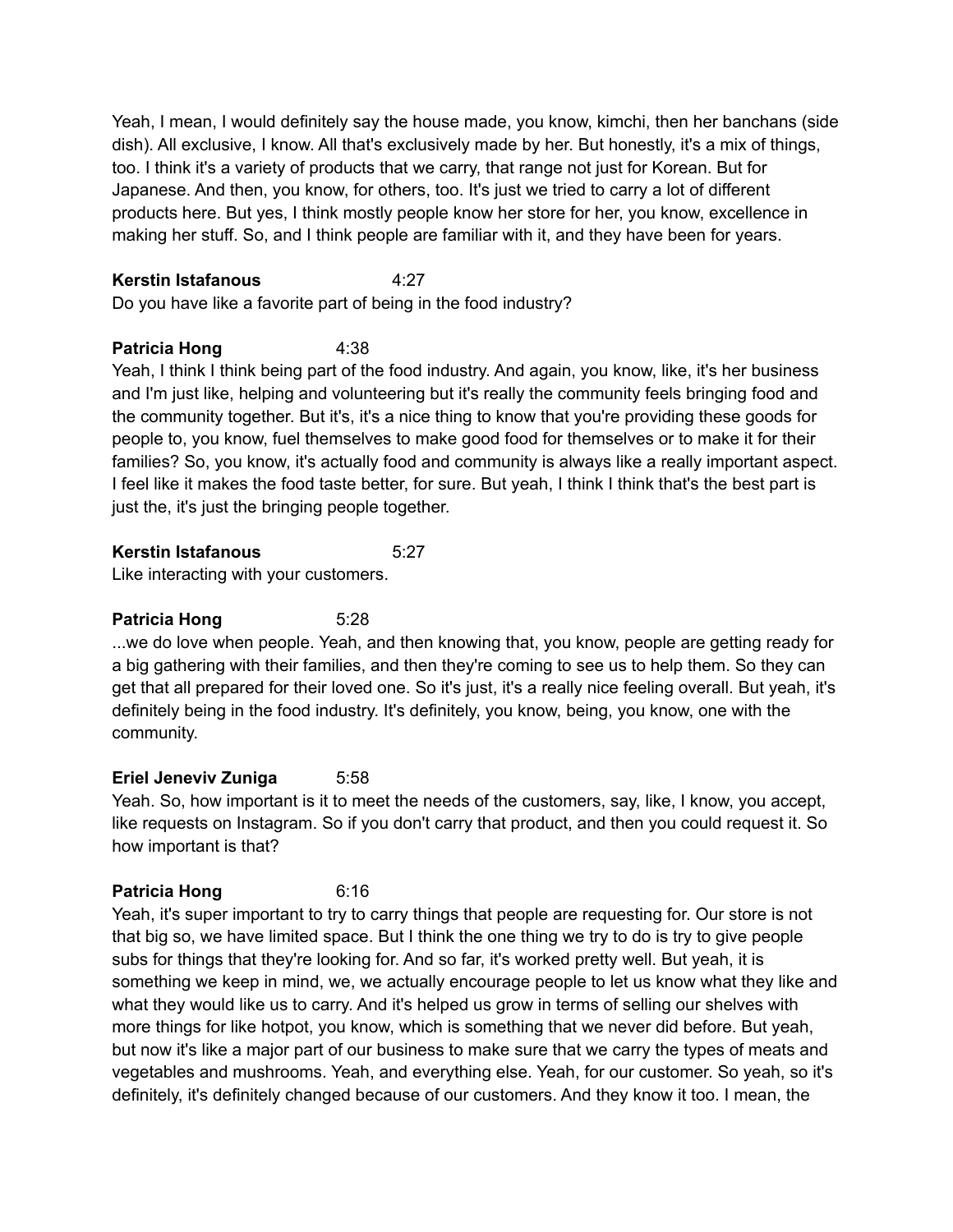Yeah, I mean, I would definitely say the house made, you know, kimchi, then her banchans (side dish). All exclusive, I know. All that's exclusively made by her. But honestly, it's a mix of things, too. I think it's a variety of products that we carry, that range not just for Korean. But for Japanese. And then, you know, for others, too. It's just we tried to carry a lot of different products here. But yes, I think mostly people know her store for her, you know, excellence in making her stuff. So, and I think people are familiar with it, and they have been for years.

**Kerstin Istafanous** 4:27
Do you have like a favorite part of being in the food industry?

**Patricia Hong** 4:38
Yeah, I think I think being part of the food industry. And again, you know, like, it's her business and I'm just like, helping and volunteering but it's really the community feels bringing food and the community together. But it's, it's a nice thing to know that you're providing these goods for people to, you know, fuel themselves to make good food for themselves or to make it for their families? So, you know, it's actually food and community is always like a really important aspect. I feel like it makes the food taste better, for sure. But yeah, I think I think that's the best part is just the, it's just the bringing people together.

**Kerstin Istafanous** 5:27
Like interacting with your customers.

**Patricia Hong** 5:28
...we do love when people. Yeah, and then knowing that, you know, people are getting ready for a big gathering with their families, and then they're coming to see us to help them. So they can get that all prepared for their loved one. So it's just, it's a really nice feeling overall. But yeah, it's definitely being in the food industry. It's definitely, you know, being, you know, one with the community.

**Eriel Jeneviv Zuniga** 5:58
Yeah. So, how important is it to meet the needs of the customers, say, like, I know, you accept, like requests on Instagram. So if you don't carry that product, and then you could request it. So how important is that?

**Patricia Hong** 6:16
Yeah, it's super important to try to carry things that people are requesting for. Our store is not that big so, we have limited space. But I think the one thing we try to do is try to give people subs for things that they're looking for. And so far, it's worked pretty well. But yeah, it is something we keep in mind, we, we actually encourage people to let us know what they like and what they would like us to carry. And it's helped us grow in terms of selling our shelves with more things for like hotpot, you know, which is something that we never did before. But yeah, but now it's like a major part of our business to make sure that we carry the types of meats and vegetables and mushrooms. Yeah, and everything else. Yeah, for our customer. So yeah, so it's definitely, it's definitely changed because of our customers. And they know it too. I mean, the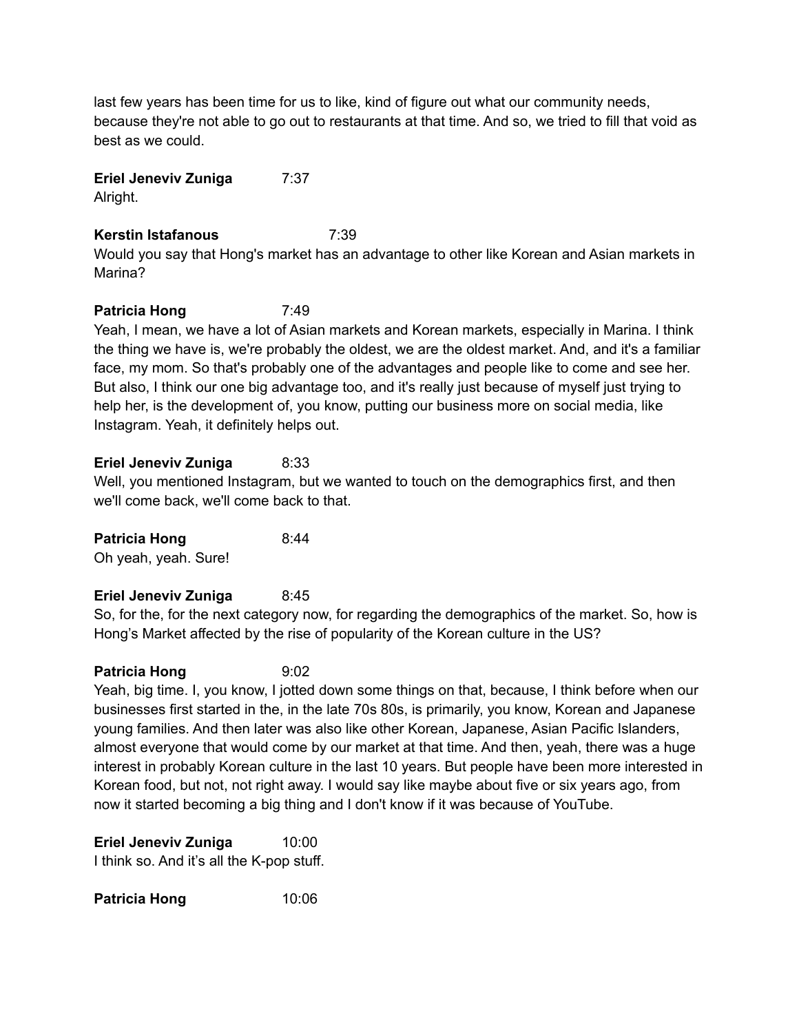last few years has been time for us to like, kind of figure out what our community needs, because they're not able to go out to restaurants at that time. And so, we tried to fill that void as best as we could.

**Eriel Jeneviv Zuniga** 7:37
Alright.

**Kerstin Istafanous** 7:39
Would you say that Hong's market has an advantage to other like Korean and Asian markets in Marina?

**Patricia Hong** 7:49
Yeah, I mean, we have a lot of Asian markets and Korean markets, especially in Marina. I think the thing we have is, we're probably the oldest, we are the oldest market. And, and it's a familiar face, my mom. So that's probably one of the advantages and people like to come and see her. But also, I think our one big advantage too, and it's really just because of myself just trying to help her, is the development of, you know, putting our business more on social media, like Instagram. Yeah, it definitely helps out.

**Eriel Jeneviv Zuniga** 8:33
Well, you mentioned Instagram, but we wanted to touch on the demographics first, and then we'll come back, we'll come back to that.

**Patricia Hong** 8:44
Oh yeah, yeah. Sure!

**Eriel Jeneviv Zuniga** 8:45
So, for the, for the next category now, for regarding the demographics of the market. So, how is Hong's Market affected by the rise of popularity of the Korean culture in the US?

**Patricia Hong** 9:02
Yeah, big time. I, you know, I jotted down some things on that, because, I think before when our businesses first started in the, in the late 70s 80s, is primarily, you know, Korean and Japanese young families. And then later was also like other Korean, Japanese, Asian Pacific Islanders, almost everyone that would come by our market at that time. And then, yeah, there was a huge interest in probably Korean culture in the last 10 years. But people have been more interested in Korean food, but not, not right away. I would say like maybe about five or six years ago, from now it started becoming a big thing and I don't know if it was because of YouTube.

**Eriel Jeneviv Zuniga** 10:00
I think so. And it's all the K-pop stuff.

**Patricia Hong** 10:06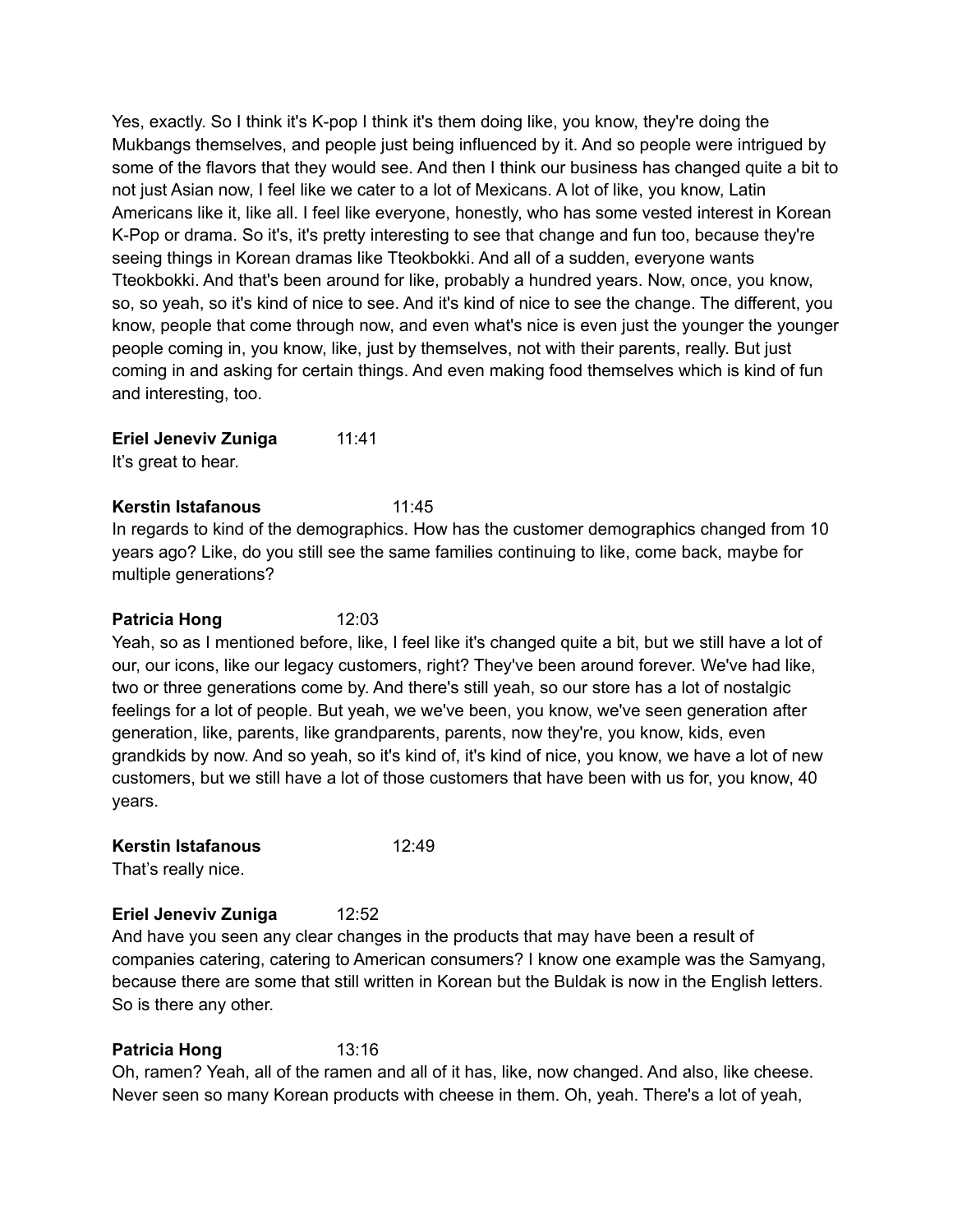Yes, exactly. So I think it's K-pop I think it's them doing like, you know, they're doing the Mukbangs themselves, and people just being influenced by it. And so people were intrigued by some of the flavors that they would see. And then I think our business has changed quite a bit to not just Asian now, I feel like we cater to a lot of Mexicans. A lot of like, you know, Latin Americans like it, like all. I feel like everyone, honestly, who has some vested interest in Korean K-Pop or drama. So it's, it's pretty interesting to see that change and fun too, because they're seeing things in Korean dramas like Tteokbokki. And all of a sudden, everyone wants Tteokbokki. And that's been around for like, probably a hundred years. Now, once, you know, so, so yeah, so it's kind of nice to see. And it's kind of nice to see the change. The different, you know, people that come through now, and even what's nice is even just the younger the younger people coming in, you know, like, just by themselves, not with their parents, really. But just coming in and asking for certain things. And even making food themselves which is kind of fun and interesting, too.

**Eriel Jeneviv Zuniga** 11:41
It's great to hear.

**Kerstin Istafanous** 11:45
In regards to kind of the demographics. How has the customer demographics changed from 10 years ago? Like, do you still see the same families continuing to like, come back, maybe for multiple generations?

**Patricia Hong** 12:03
Yeah, so as I mentioned before, like, I feel like it's changed quite a bit, but we still have a lot of our, our icons, like our legacy customers, right? They've been around forever. We've had like, two or three generations come by. And there's still yeah, so our store has a lot of nostalgic feelings for a lot of people. But yeah, we we've been, you know, we've seen generation after generation, like, parents, like grandparents, parents, now they're, you know, kids, even grandkids by now. And so yeah, so it's kind of, it's kind of nice, you know, we have a lot of new customers, but we still have a lot of those customers that have been with us for, you know, 40 years.

**Kerstin Istafanous** 12:49
That's really nice.

**Eriel Jeneviv Zuniga** 12:52
And have you seen any clear changes in the products that may have been a result of companies catering, catering to American consumers? I know one example was the Samyang, because there are some that still written in Korean but the Buldak is now in the English letters. So is there any other.

**Patricia Hong** 13:16
Oh, ramen? Yeah, all of the ramen and all of it has, like, now changed. And also, like cheese. Never seen so many Korean products with cheese in them. Oh, yeah. There's a lot of yeah,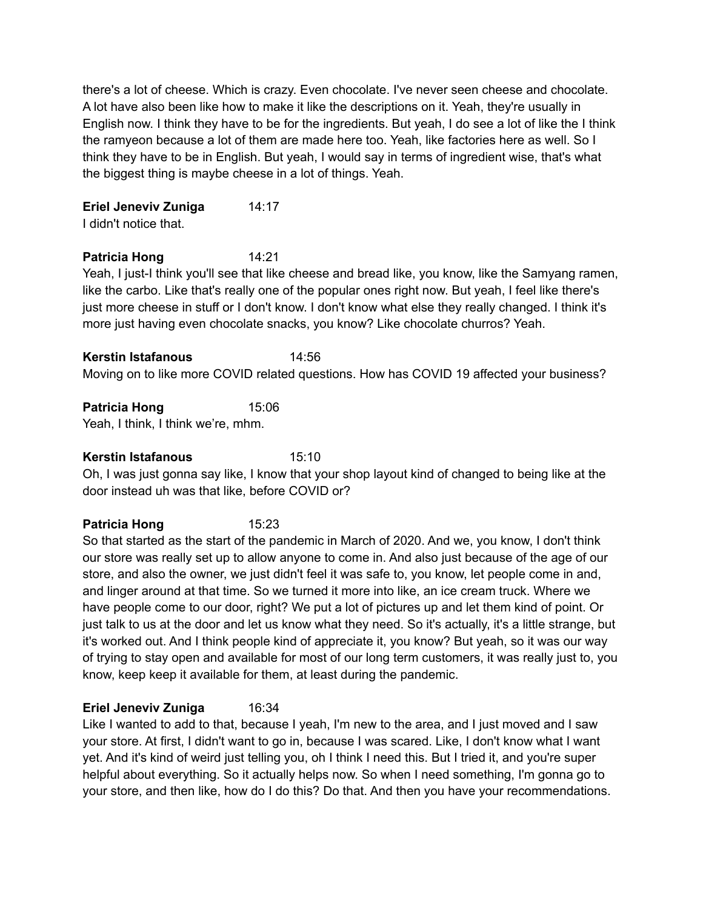there's a lot of cheese. Which is crazy. Even chocolate. I've never seen cheese and chocolate. A lot have also been like how to make it like the descriptions on it. Yeah, they're usually in English now. I think they have to be for the ingredients. But yeah, I do see a lot of like the I think the ramyeon because a lot of them are made here too. Yeah, like factories here as well. So I think they have to be in English. But yeah, I would say in terms of ingredient wise, that's what the biggest thing is maybe cheese in a lot of things. Yeah.

**Eriel Jeneviv Zuniga** 14:17
I didn't notice that.

**Patricia Hong** 14:21
Yeah, I just-I think you'll see that like cheese and bread like, you know, like the Samyang ramen, like the carbo. Like that's really one of the popular ones right now. But yeah, I feel like there's just more cheese in stuff or I don't know. I don't know what else they really changed. I think it's more just having even chocolate snacks, you know? Like chocolate churros? Yeah.

**Kerstin Istafanous** 14:56
Moving on to like more COVID related questions. How has COVID 19 affected your business?

**Patricia Hong** 15:06
Yeah, I think, I think we're, mhm.

**Kerstin Istafanous** 15:10
Oh, I was just gonna say like, I know that your shop layout kind of changed to being like at the door instead uh was that like, before COVID or?

**Patricia Hong** 15:23
So that started as the start of the pandemic in March of 2020. And we, you know, I don't think our store was really set up to allow anyone to come in. And also just because of the age of our store, and also the owner, we just didn't feel it was safe to, you know, let people come in and, and linger around at that time. So we turned it more into like, an ice cream truck. Where we have people come to our door, right? We put a lot of pictures up and let them kind of point. Or just talk to us at the door and let us know what they need. So it's actually, it's a little strange, but it's worked out. And I think people kind of appreciate it, you know? But yeah, so it was our way of trying to stay open and available for most of our long term customers, it was really just to, you know, keep keep it available for them, at least during the pandemic.

**Eriel Jeneviv Zuniga** 16:34
Like I wanted to add to that, because I yeah, I'm new to the area, and I just moved and I saw your store. At first, I didn't want to go in, because I was scared. Like, I don't know what I want yet. And it's kind of weird just telling you, oh I think I need this. But I tried it, and you're super helpful about everything. So it actually helps now. So when I need something, I'm gonna go to your store, and then like, how do I do this? Do that. And then you have your recommendations.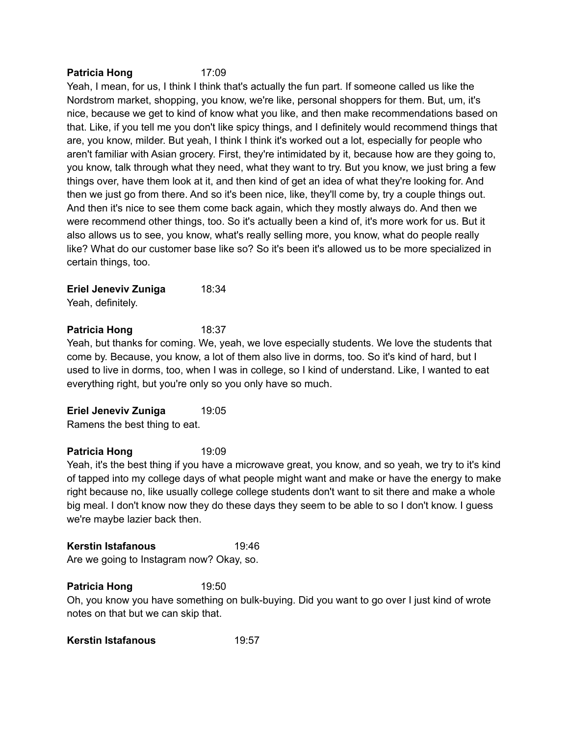**Patricia Hong** 17:09

Yeah, I mean, for us, I think I think that's actually the fun part. If someone called us like the Nordstrom market, shopping, you know, we're like, personal shoppers for them. But, um, it's nice, because we get to kind of know what you like, and then make recommendations based on that. Like, if you tell me you don't like spicy things, and I definitely would recommend things that are, you know, milder. But yeah, I think I think it's worked out a lot, especially for people who aren't familiar with Asian grocery. First, they're intimidated by it, because how are they going to, you know, talk through what they need, what they want to try. But you know, we just bring a few things over, have them look at it, and then kind of get an idea of what they're looking for. And then we just go from there. And so it's been nice, like, they'll come by, try a couple things out. And then it's nice to see them come back again, which they mostly always do. And then we were recommend other things, too. So it's actually been a kind of, it's more work for us. But it also allows us to see, you know, what's really selling more, you know, what do people really like? What do our customer base like so? So it's been it's allowed us to be more specialized in certain things, too.

**Eriel Jeneviv Zuniga** 18:34

Yeah, definitely.

**Patricia Hong** 18:37

Yeah, but thanks for coming. We, yeah, we love especially students. We love the students that come by. Because, you know, a lot of them also live in dorms, too. So it's kind of hard, but I used to live in dorms, too, when I was in college, so I kind of understand. Like, I wanted to eat everything right, but you're only so you only have so much.

**Eriel Jeneviv Zuniga** 19:05

Ramens the best thing to eat.

**Patricia Hong** 19:09

Yeah, it's the best thing if you have a microwave great, you know, and so yeah, we try to it's kind of tapped into my college days of what people might want and make or have the energy to make right because no, like usually college college students don't want to sit there and make a whole big meal. I don't know now they do these days they seem to be able to so I don't know. I guess we're maybe lazier back then.

**Kerstin Istafanous** 19:46

Are we going to Instagram now? Okay, so.

**Patricia Hong** 19:50

Oh, you know you have something on bulk-buying. Did you want to go over I just kind of wrote notes on that but we can skip that.

**Kerstin Istafanous** 19:57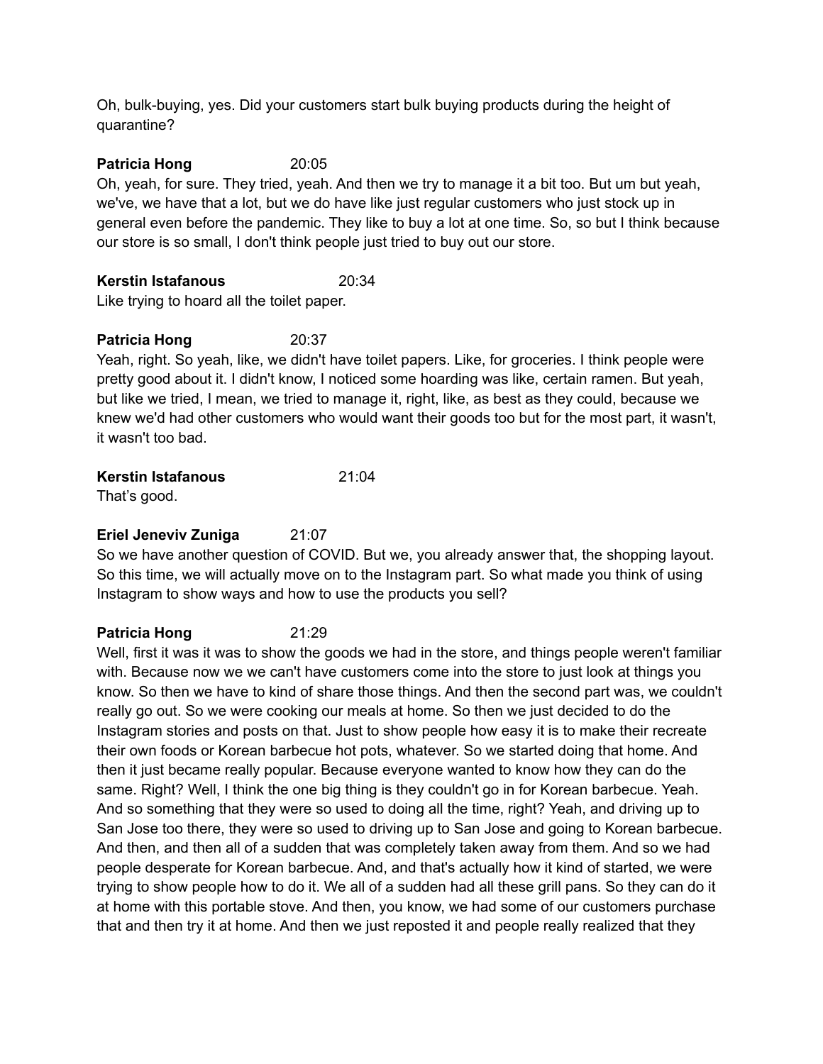Oh, bulk-buying, yes. Did your customers start bulk buying products during the height of quarantine?

**Patricia Hong** 20:05
Oh, yeah, for sure. They tried, yeah. And then we try to manage it a bit too. But um but yeah, we've, we have that a lot, but we do have like just regular customers who just stock up in general even before the pandemic. They like to buy a lot at one time. So, so but I think because our store is so small, I don't think people just tried to buy out our store.

**Kerstin Istafanous** 20:34
Like trying to hoard all the toilet paper.

**Patricia Hong** 20:37
Yeah, right. So yeah, like, we didn't have toilet papers. Like, for groceries. I think people were pretty good about it. I didn't know, I noticed some hoarding was like, certain ramen. But yeah, but like we tried, I mean, we tried to manage it, right, like, as best as they could, because we knew we'd had other customers who would want their goods too but for the most part, it wasn't, it wasn't too bad.

**Kerstin Istafanous** 21:04
That's good.

**Eriel Jeneviv Zuniga** 21:07
So we have another question of COVID. But we, you already answer that, the shopping layout. So this time, we will actually move on to the Instagram part. So what made you think of using Instagram to show ways and how to use the products you sell?

**Patricia Hong** 21:29
Well, first it was it was to show the goods we had in the store, and things people weren't familiar with. Because now we we can't have customers come into the store to just look at things you know. So then we have to kind of share those things. And then the second part was, we couldn't really go out. So we were cooking our meals at home. So then we just decided to do the Instagram stories and posts on that. Just to show people how easy it is to make their recreate their own foods or Korean barbecue hot pots, whatever. So we started doing that home. And then it just became really popular. Because everyone wanted to know how they can do the same. Right? Well, I think the one big thing is they couldn't go in for Korean barbecue. Yeah. And so something that they were so used to doing all the time, right? Yeah, and driving up to San Jose too there, they were so used to driving up to San Jose and going to Korean barbecue. And then, and then all of a sudden that was completely taken away from them. And so we had people desperate for Korean barbecue. And, and that's actually how it kind of started, we were trying to show people how to do it. We all of a sudden had all these grill pans. So they can do it at home with this portable stove. And then, you know, we had some of our customers purchase that and then try it at home. And then we just reposted it and people really realized that they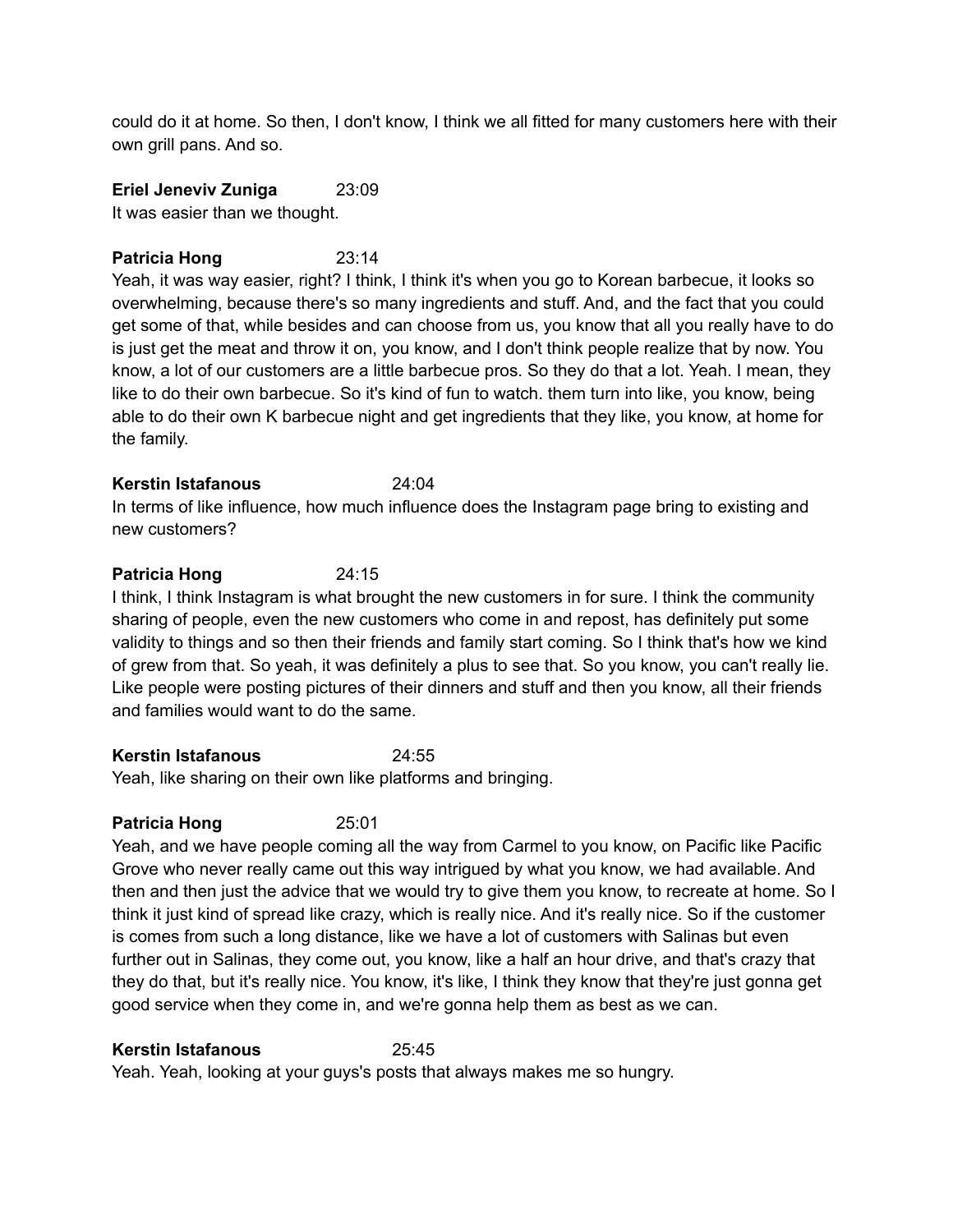could do it at home. So then, I don't know, I think we all fitted for many customers here with their own grill pans. And so.

**Eriel Jeneviv Zuniga** 23:09
It was easier than we thought.

**Patricia Hong** 23:14
Yeah, it was way easier, right? I think, I think it's when you go to Korean barbecue, it looks so overwhelming, because there's so many ingredients and stuff. And, and the fact that you could get some of that, while besides and can choose from us, you know that all you really have to do is just get the meat and throw it on, you know, and I don't think people realize that by now. You know, a lot of our customers are a little barbecue pros. So they do that a lot. Yeah. I mean, they like to do their own barbecue. So it's kind of fun to watch. them turn into like, you know, being able to do their own K barbecue night and get ingredients that they like, you know, at home for the family.

**Kerstin Istafanous** 24:04
In terms of like influence, how much influence does the Instagram page bring to existing and new customers?

**Patricia Hong** 24:15
I think, I think Instagram is what brought the new customers in for sure. I think the community sharing of people, even the new customers who come in and repost, has definitely put some validity to things and so then their friends and family start coming. So I think that's how we kind of grew from that. So yeah, it was definitely a plus to see that. So you know, you can't really lie. Like people were posting pictures of their dinners and stuff and then you know, all their friends and families would want to do the same.

**Kerstin Istafanous** 24:55
Yeah, like sharing on their own like platforms and bringing.

**Patricia Hong** 25:01
Yeah, and we have people coming all the way from Carmel to you know, on Pacific like Pacific Grove who never really came out this way intrigued by what you know, we had available. And then and then just the advice that we would try to give them you know, to recreate at home. So I think it just kind of spread like crazy, which is really nice. And it's really nice. So if the customer is comes from such a long distance, like we have a lot of customers with Salinas but even further out in Salinas, they come out, you know, like a half an hour drive, and that's crazy that they do that, but it's really nice. You know, it's like, I think they know that they're just gonna get good service when they come in, and we're gonna help them as best as we can.

**Kerstin Istafanous** 25:45
Yeah. Yeah, looking at your guys's posts that always makes me so hungry.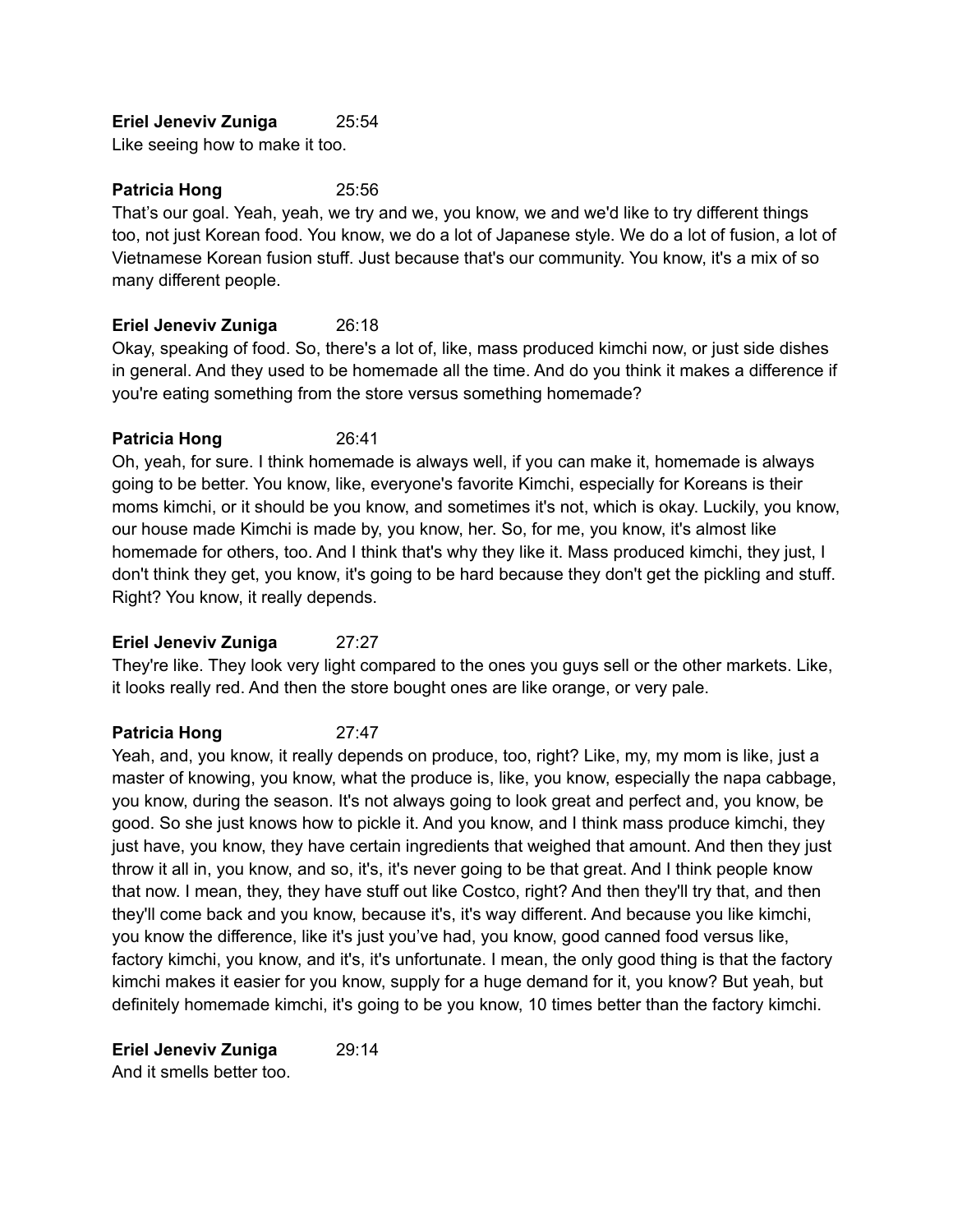**Eriel Jeneviv Zuniga** 25:54
Like seeing how to make it too.

**Patricia Hong** 25:56
That's our goal. Yeah, yeah, we try and we, you know, we and we'd like to try different things too, not just Korean food. You know, we do a lot of Japanese style. We do a lot of fusion, a lot of Vietnamese Korean fusion stuff. Just because that's our community. You know, it's a mix of so many different people.

**Eriel Jeneviv Zuniga** 26:18
Okay, speaking of food. So, there's a lot of, like, mass produced kimchi now, or just side dishes in general. And they used to be homemade all the time. And do you think it makes a difference if you're eating something from the store versus something homemade?

**Patricia Hong** 26:41
Oh, yeah, for sure. I think homemade is always well, if you can make it, homemade is always going to be better. You know, like, everyone's favorite Kimchi, especially for Koreans is their moms kimchi, or it should be you know, and sometimes it's not, which is okay. Luckily, you know, our house made Kimchi is made by, you know, her. So, for me, you know, it's almost like homemade for others, too. And I think that's why they like it. Mass produced kimchi, they just, I don't think they get, you know, it's going to be hard because they don't get the pickling and stuff. Right? You know, it really depends.

**Eriel Jeneviv Zuniga** 27:27
They're like. They look very light compared to the ones you guys sell or the other markets. Like, it looks really red. And then the store bought ones are like orange, or very pale.

**Patricia Hong** 27:47
Yeah, and, you know, it really depends on produce, too, right? Like, my, my mom is like, just a master of knowing, you know, what the produce is, like, you know, especially the napa cabbage, you know, during the season. It's not always going to look great and perfect and, you know, be good. So she just knows how to pickle it. And you know, and I think mass produce kimchi, they just have, you know, they have certain ingredients that weighed that amount. And then they just throw it all in, you know, and so, it's, it's never going to be that great. And I think people know that now. I mean, they, they have stuff out like Costco, right? And then they'll try that, and then they'll come back and you know, because it's, it's way different. And because you like kimchi, you know the difference, like it's just you've had, you know, good canned food versus like, factory kimchi, you know, and it's, it's unfortunate. I mean, the only good thing is that the factory kimchi makes it easier for you know, supply for a huge demand for it, you know? But yeah, but definitely homemade kimchi, it's going to be you know, 10 times better than the factory kimchi.

**Eriel Jeneviv Zuniga** 29:14
And it smells better too.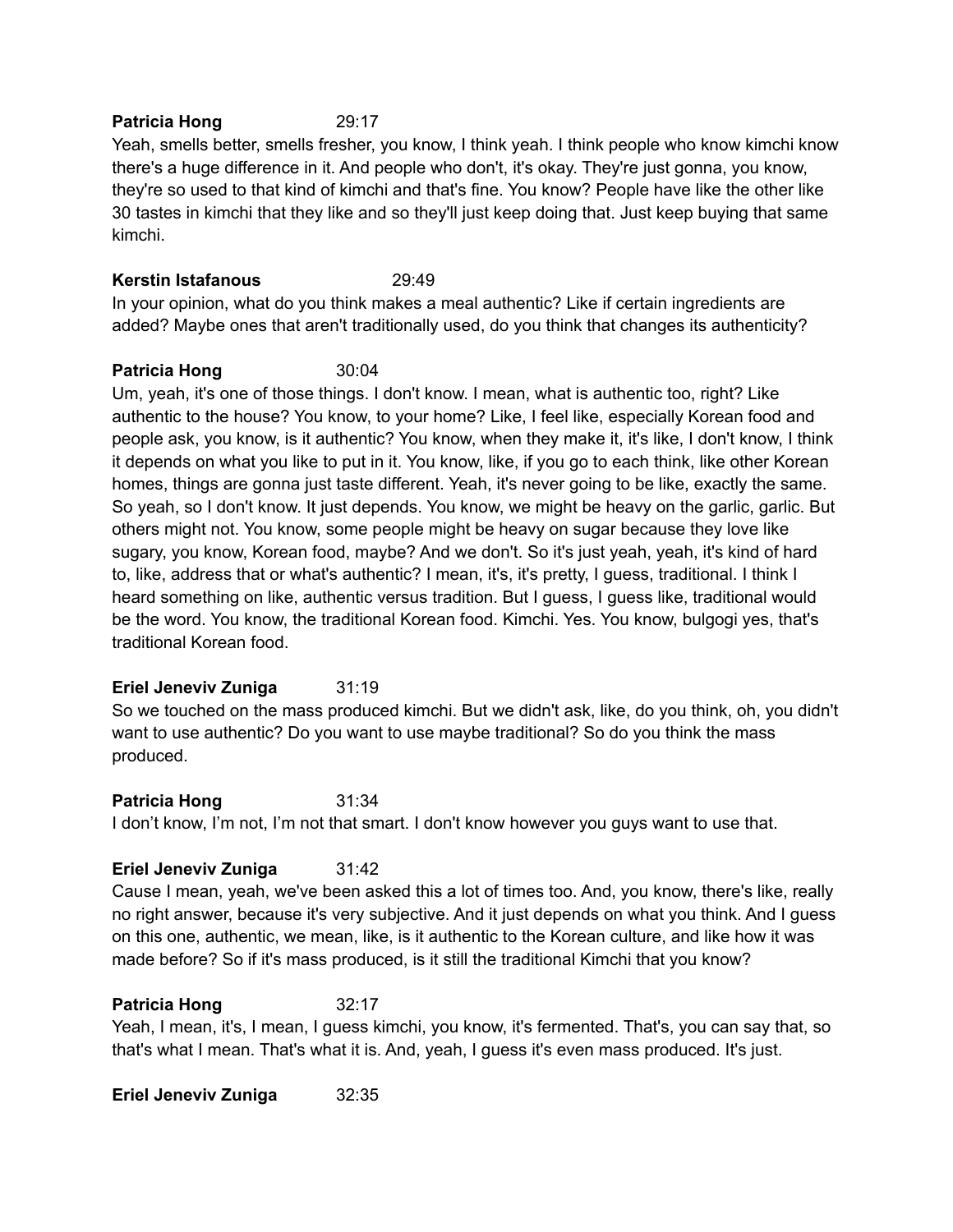**Patricia Hong** 29:17

Yeah, smells better, smells fresher, you know, I think yeah. I think people who know kimchi know there's a huge difference in it. And people who don't, it's okay. They're just gonna, you know, they're so used to that kind of kimchi and that's fine. You know? People have like the other like 30 tastes in kimchi that they like and so they'll just keep doing that. Just keep buying that same kimchi.

**Kerstin Istafanous** 29:49

In your opinion, what do you think makes a meal authentic? Like if certain ingredients are added? Maybe ones that aren't traditionally used, do you think that changes its authenticity?

**Patricia Hong** 30:04

Um, yeah, it's one of those things. I don't know. I mean, what is authentic too, right? Like authentic to the house? You know, to your home? Like, I feel like, especially Korean food and people ask, you know, is it authentic? You know, when they make it, it's like, I don't know, I think it depends on what you like to put in it. You know, like, if you go to each think, like other Korean homes, things are gonna just taste different. Yeah, it's never going to be like, exactly the same. So yeah, so I don't know. It just depends. You know, we might be heavy on the garlic, garlic. But others might not. You know, some people might be heavy on sugar because they love like sugary, you know, Korean food, maybe? And we don't. So it's just yeah, yeah, it's kind of hard to, like, address that or what's authentic? I mean, it's, it's pretty, I guess, traditional. I think I heard something on like, authentic versus tradition. But I guess, I guess like, traditional would be the word. You know, the traditional Korean food. Kimchi. Yes. You know, bulgogi yes, that's traditional Korean food.

**Eriel Jeneviv Zuniga** 31:19

So we touched on the mass produced kimchi. But we didn't ask, like, do you think, oh, you didn't want to use authentic? Do you want to use maybe traditional? So do you think the mass produced.

**Patricia Hong** 31:34

I don't know, I'm not, I'm not that smart. I don't know however you guys want to use that.

**Eriel Jeneviv Zuniga** 31:42

Cause I mean, yeah, we've been asked this a lot of times too. And, you know, there's like, really no right answer, because it's very subjective. And it just depends on what you think. And I guess on this one, authentic, we mean, like, is it authentic to the Korean culture, and like how it was made before? So if it's mass produced, is it still the traditional Kimchi that you know?

**Patricia Hong** 32:17

Yeah, I mean, it's, I mean, I guess kimchi, you know, it's fermented. That's, you can say that, so that's what I mean. That's what it is. And, yeah, I guess it's even mass produced. It's just.

**Eriel Jeneviv Zuniga** 32:35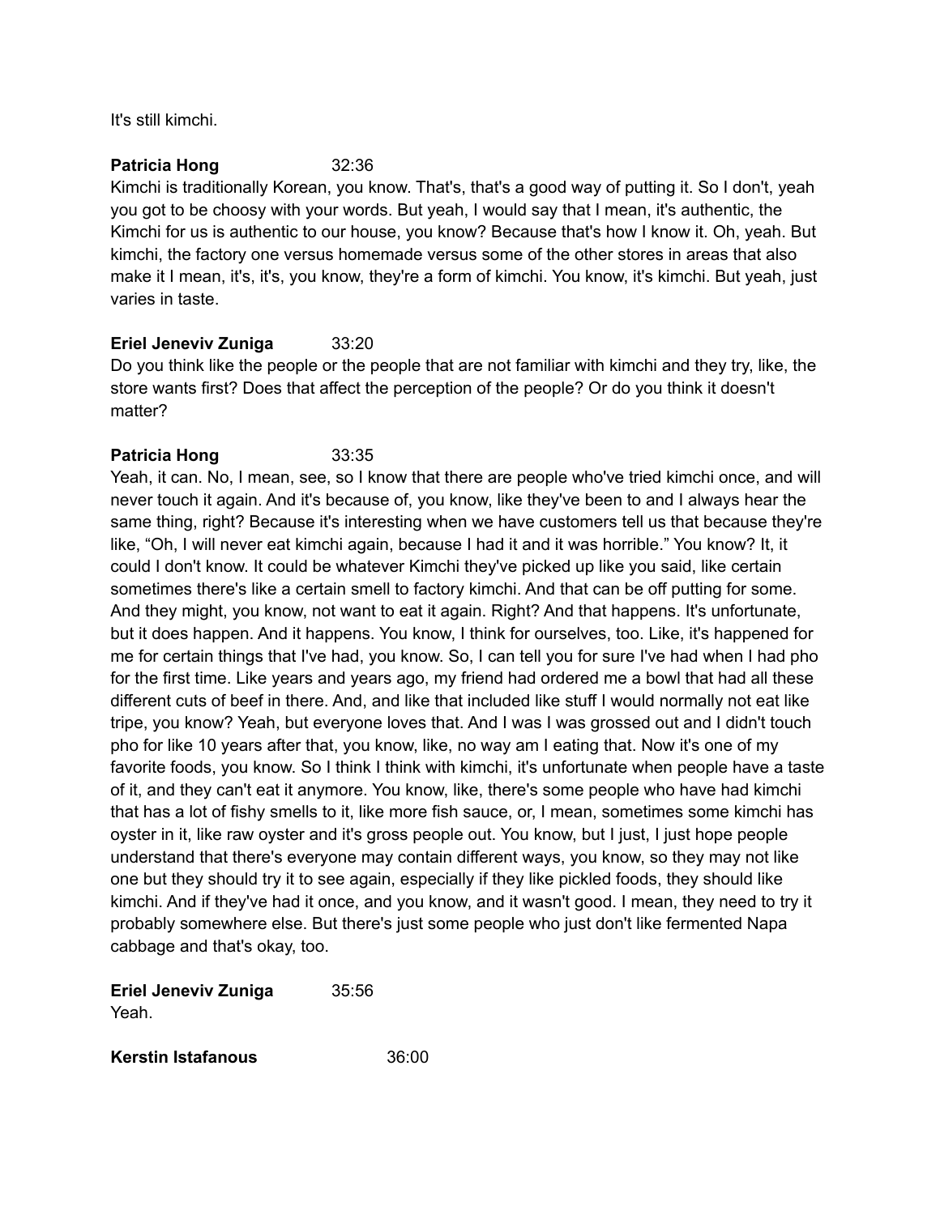It's still kimchi.

**Patricia Hong** 32:36
Kimchi is traditionally Korean, you know. That's, that's a good way of putting it. So I don't, yeah you got to be choosy with your words. But yeah, I would say that I mean, it's authentic, the Kimchi for us is authentic to our house, you know? Because that's how I know it. Oh, yeah. But kimchi, the factory one versus homemade versus some of the other stores in areas that also make it I mean, it's, it's, you know, they're a form of kimchi. You know, it's kimchi. But yeah, just varies in taste.

**Eriel Jeneviv Zuniga** 33:20
Do you think like the people or the people that are not familiar with kimchi and they try, like, the store wants first? Does that affect the perception of the people? Or do you think it doesn't matter?

**Patricia Hong** 33:35
Yeah, it can. No, I mean, see, so I know that there are people who've tried kimchi once, and will never touch it again. And it's because of, you know, like they've been to and I always hear the same thing, right? Because it's interesting when we have customers tell us that because they're like, "Oh, I will never eat kimchi again, because I had it and it was horrible." You know? It, it could I don't know. It could be whatever Kimchi they've picked up like you said, like certain sometimes there's like a certain smell to factory kimchi. And that can be off putting for some. And they might, you know, not want to eat it again. Right? And that happens. It's unfortunate, but it does happen. And it happens. You know, I think for ourselves, too. Like, it's happened for me for certain things that I've had, you know. So, I can tell you for sure I've had when I had pho for the first time. Like years and years ago, my friend had ordered me a bowl that had all these different cuts of beef in there. And, and like that included like stuff I would normally not eat like tripe, you know? Yeah, but everyone loves that. And I was I was grossed out and I didn't touch pho for like 10 years after that, you know, like, no way am I eating that. Now it's one of my favorite foods, you know. So I think I think with kimchi, it's unfortunate when people have a taste of it, and they can't eat it anymore. You know, like, there's some people who have had kimchi that has a lot of fishy smells to it, like more fish sauce, or, I mean, sometimes some kimchi has oyster in it, like raw oyster and it's gross people out. You know, but I just, I just hope people understand that there's everyone may contain different ways, you know, so they may not like one but they should try it to see again, especially if they like pickled foods, they should like kimchi. And if they've had it once, and you know, and it wasn't good. I mean, they need to try it probably somewhere else. But there's just some people who just don't like fermented Napa cabbage and that's okay, too.

**Eriel Jeneviv Zuniga** 35:56
Yeah.

**Kerstin Istafanous** 36:00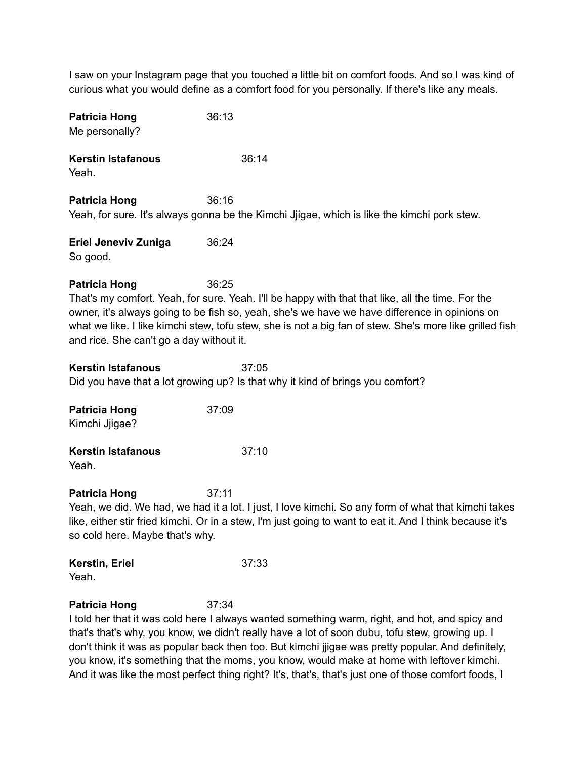I saw on your Instagram page that you touched a little bit on comfort foods. And so I was kind of curious what you would define as a comfort food for you personally. If there's like any meals.

**Patricia Hong** 36:13
Me personally?

**Kerstin Istafanous** 36:14
Yeah.

**Patricia Hong** 36:16
Yeah, for sure. It's always gonna be the Kimchi Jjigae, which is like the kimchi pork stew.

**Eriel Jeneviv Zuniga** 36:24
So good.

**Patricia Hong** 36:25
That's my comfort. Yeah, for sure. Yeah. I'll be happy with that that like, all the time. For the owner, it's always going to be fish so, yeah, she's we have we have difference in opinions on what we like. I like kimchi stew, tofu stew, she is not a big fan of stew. She's more like grilled fish and rice. She can't go a day without it.

**Kerstin Istafanous** 37:05
Did you have that a lot growing up? Is that why it kind of brings you comfort?

**Patricia Hong** 37:09
Kimchi Jjigae?

**Kerstin Istafanous** 37:10
Yeah.

**Patricia Hong** 37:11
Yeah, we did. We had, we had it a lot. I just, I love kimchi. So any form of what that kimchi takes like, either stir fried kimchi. Or in a stew, I'm just going to want to eat it. And I think because it's so cold here. Maybe that's why.

**Kerstin, Eriel** 37:33
Yeah.

**Patricia Hong** 37:34
I told her that it was cold here I always wanted something warm, right, and hot, and spicy and that's that's why, you know, we didn't really have a lot of soon dubu, tofu stew, growing up. I don't think it was as popular back then too. But kimchi jjigae was pretty popular. And definitely, you know, it's something that the moms, you know, would make at home with leftover kimchi. And it was like the most perfect thing right? It's, that's, that's just one of those comfort foods, I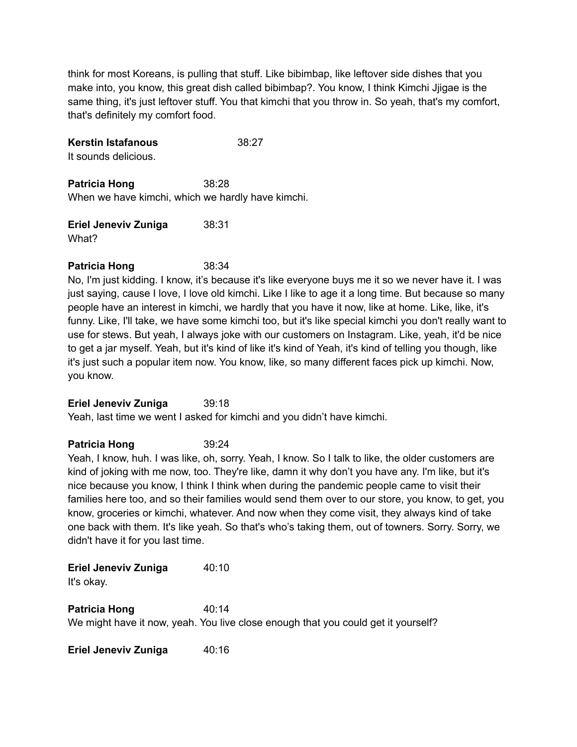think for most Koreans, is pulling that stuff. Like bibimbap, like leftover side dishes that you make into, you know, this great dish called bibimbap?. You know, I think Kimchi Jjigae is the same thing, it's just leftover stuff. You that kimchi that you throw in. So yeah, that's my comfort, that's definitely my comfort food.

**Kerstin Istafanous** 38:27
It sounds delicious.

**Patricia Hong** 38:28
When we have kimchi, which we hardly have kimchi.

**Eriel Jeneviv Zuniga** 38:31
What?

**Patricia Hong** 38:34
No, I'm just kidding. I know, it's because it's like everyone buys me it so we never have it. I was just saying, cause I love, I love old kimchi. Like I like to age it a long time. But because so many people have an interest in kimchi, we hardly that you have it now, like at home. Like, like, it's funny. Like, I'll take, we have some kimchi too, but it's like special kimchi you don't really want to use for stews. But yeah, I always joke with our customers on Instagram. Like, yeah, it'd be nice to get a jar myself. Yeah, but it's kind of like it's kind of Yeah, it's kind of telling you though, like it's just such a popular item now. You know, like, so many different faces pick up kimchi. Now, you know.

**Eriel Jeneviv Zuniga** 39:18
Yeah, last time we went I asked for kimchi and you didn't have kimchi.

**Patricia Hong** 39:24
Yeah, I know, huh. I was like, oh, sorry. Yeah, I know. So I talk to like, the older customers are kind of joking with me now, too. They're like, damn it why don't you have any. I'm like, but it's nice because you know, I think I think when during the pandemic people came to visit their families here too, and so their families would send them over to our store, you know, to get, you know, groceries or kimchi, whatever. And now when they come visit, they always kind of take one back with them. It's like yeah. So that's who's taking them, out of towners. Sorry. Sorry, we didn't have it for you last time.

**Eriel Jeneviv Zuniga** 40:10
It's okay.

**Patricia Hong** 40:14
We might have it now, yeah. You live close enough that you could get it yourself?

**Eriel Jeneviv Zuniga** 40:16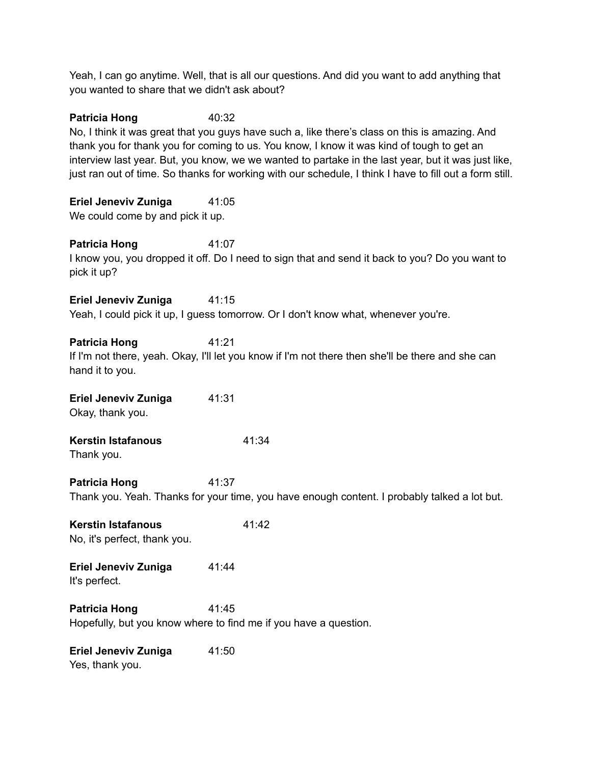Yeah, I can go anytime. Well, that is all our questions. And did you want to add anything that you wanted to share that we didn't ask about?

**Patricia Hong** 40:32
No, I think it was great that you guys have such a, like there's class on this is amazing. And thank you for thank you for coming to us. You know, I know it was kind of tough to get an interview last year. But, you know, we we wanted to partake in the last year, but it was just like, just ran out of time. So thanks for working with our schedule, I think I have to fill out a form still.

**Eriel Jeneviv Zuniga** 41:05
We could come by and pick it up.

**Patricia Hong** 41:07
I know you, you dropped it off. Do I need to sign that and send it back to you? Do you want to pick it up?

**Eriel Jeneviv Zuniga** 41:15
Yeah, I could pick it up, I guess tomorrow. Or I don't know what, whenever you're.

**Patricia Hong** 41:21
If I'm not there, yeah. Okay, I'll let you know if I'm not there then she'll be there and she can hand it to you.

**Eriel Jeneviv Zuniga** 41:31
Okay, thank you.

**Kerstin Istafanous** 41:34
Thank you.

**Patricia Hong** 41:37
Thank you. Yeah. Thanks for your time, you have enough content. I probably talked a lot but.

**Kerstin Istafanous** 41:42
No, it's perfect, thank you.

**Eriel Jeneviv Zuniga** 41:44
It's perfect.

**Patricia Hong** 41:45
Hopefully, but you know where to find me if you have a question.

**Eriel Jeneviv Zuniga** 41:50
Yes, thank you.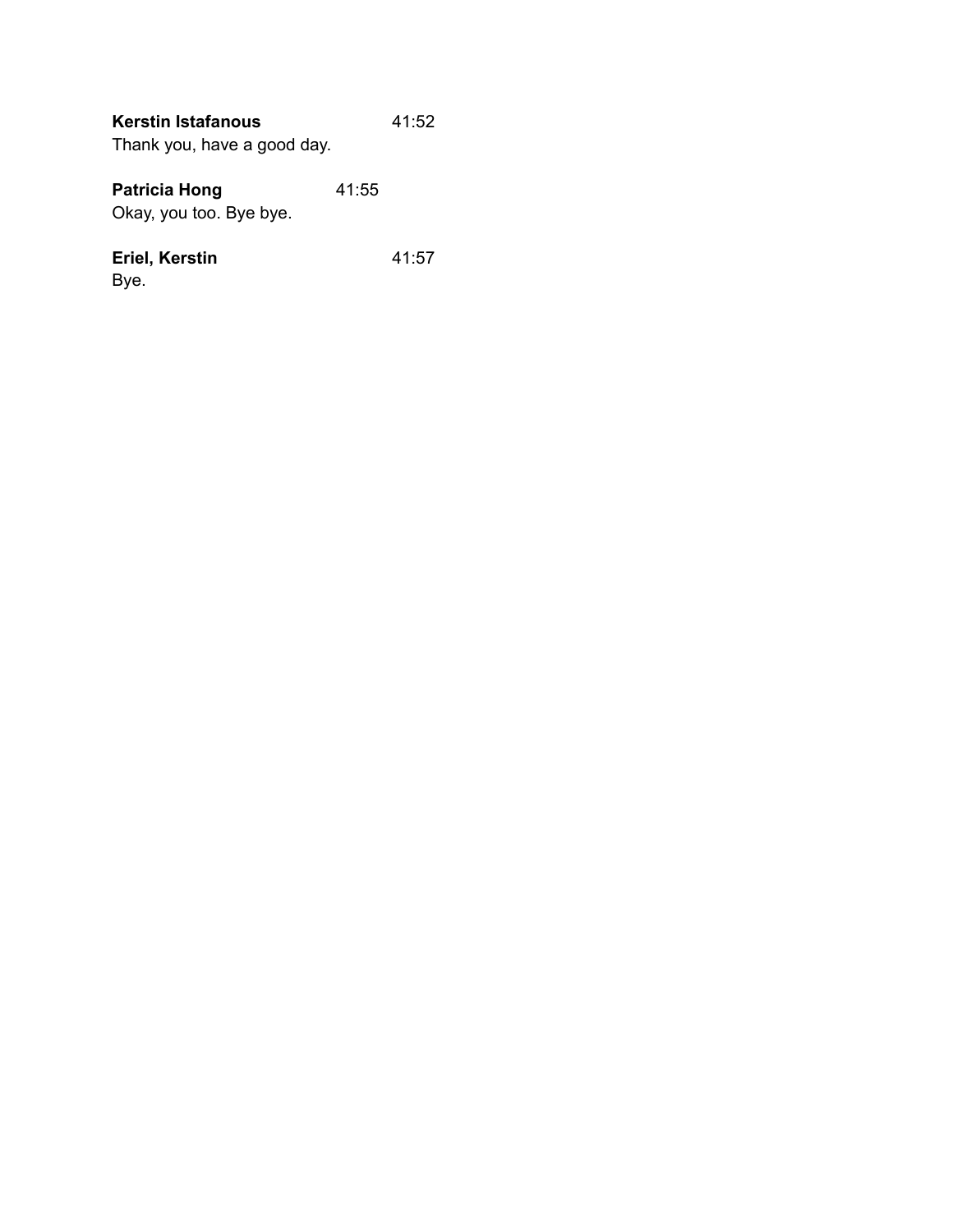**Kerstin Istafanous** 41:52
Thank you, have a good day.

**Patricia Hong** 41:55
Okay, you too. Bye bye.

**Eriel, Kerstin** 41:57
Bye.